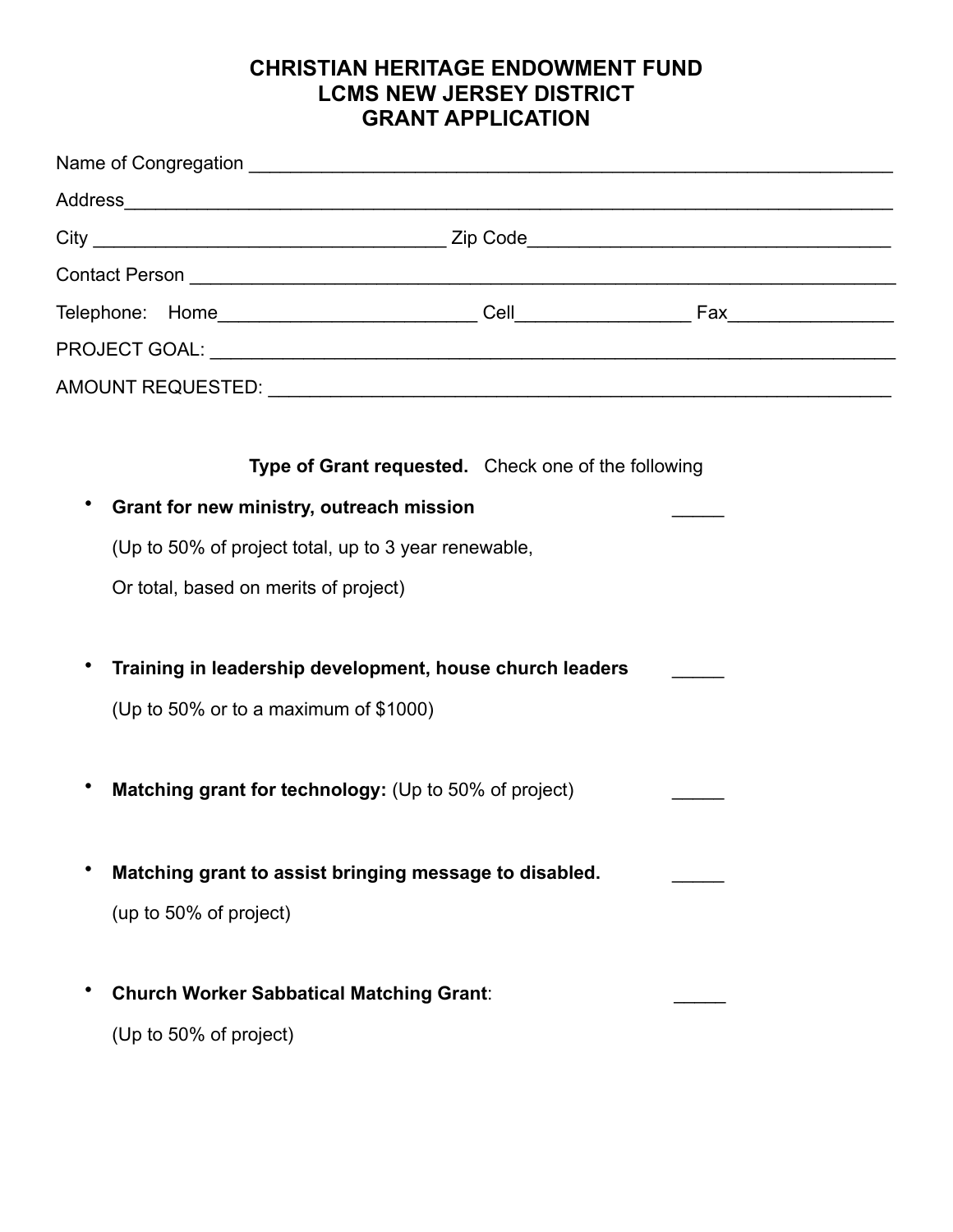# CHRISTIAN HERITAGE ENDOWMENT FUND
# LCMS NEW JERSEY DISTRICT
# GRANT APPLICATION

Name of Congregation ______________________________________________________________

Address____________________________________________________________________________

City _________________________________ Zip Code___________________________________

Contact Person _____________________________________________________________________

Telephone: Home________________________ Cell________________ Fax_______________

PROJECT GOAL: _____________________________________________________________________

AMOUNT REQUESTED: _________________________________________________________________

**Type of Grant requested.** Check one of the following

- **Grant for new ministry, outreach mission** _____

  (Up to 50% of project total, up to 3 year renewable,

  Or total, based on merits of project)

- **Training in leadership development, house church leaders** _____

  (Up to 50% or to a maximum of $1000)

- **Matching grant for technology:** (Up to 50% of project) _____

- **Matching grant to assist bringing message to disabled.** _____

  (up to 50% of project)

- **Church Worker Sabbatical Matching Grant**: _____

  (Up to 50% of project)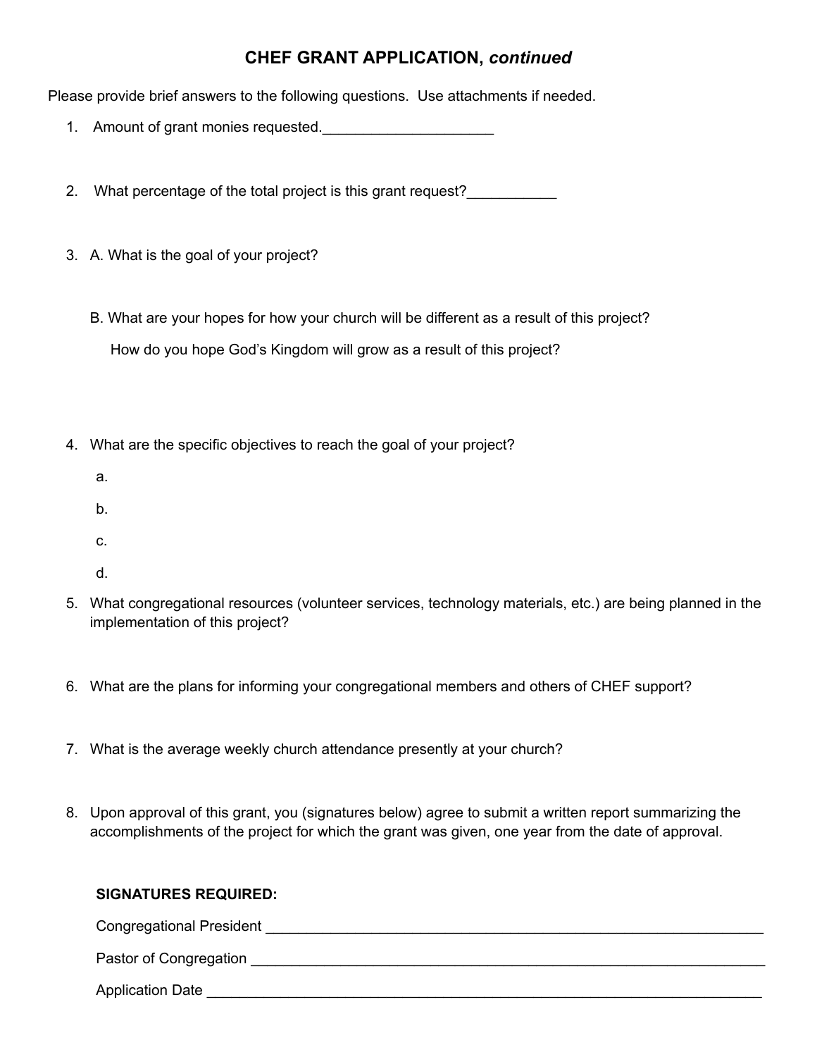# CHEF GRANT APPLICATION, *continued*

Please provide brief answers to the following questions. Use attachments if needed.

1. Amount of grant monies requested.______________________

2. What percentage of the total project is this grant request?___________

3. A. What is the goal of your project?

   B. What are your hopes for how your church will be different as a result of this project?

   How do you hope God's Kingdom will grow as a result of this project?

4. What are the specific objectives to reach the goal of your project?

   a.

   b.

   c.

   d.

5. What congregational resources (volunteer services, technology materials, etc.) are being planned in the implementation of this project?

6. What are the plans for informing your congregational members and others of CHEF support?

7. What is the average weekly church attendance presently at your church?

8. Upon approval of this grant, you (signatures below) agree to submit a written report summarizing the accomplishments of the project for which the grant was given, one year from the date of approval.

**SIGNATURES REQUIRED:**

Congregational President _________________________________________________________________

Pastor of Congregation __________________________________________________________________

Application Date _______________________________________________________________________